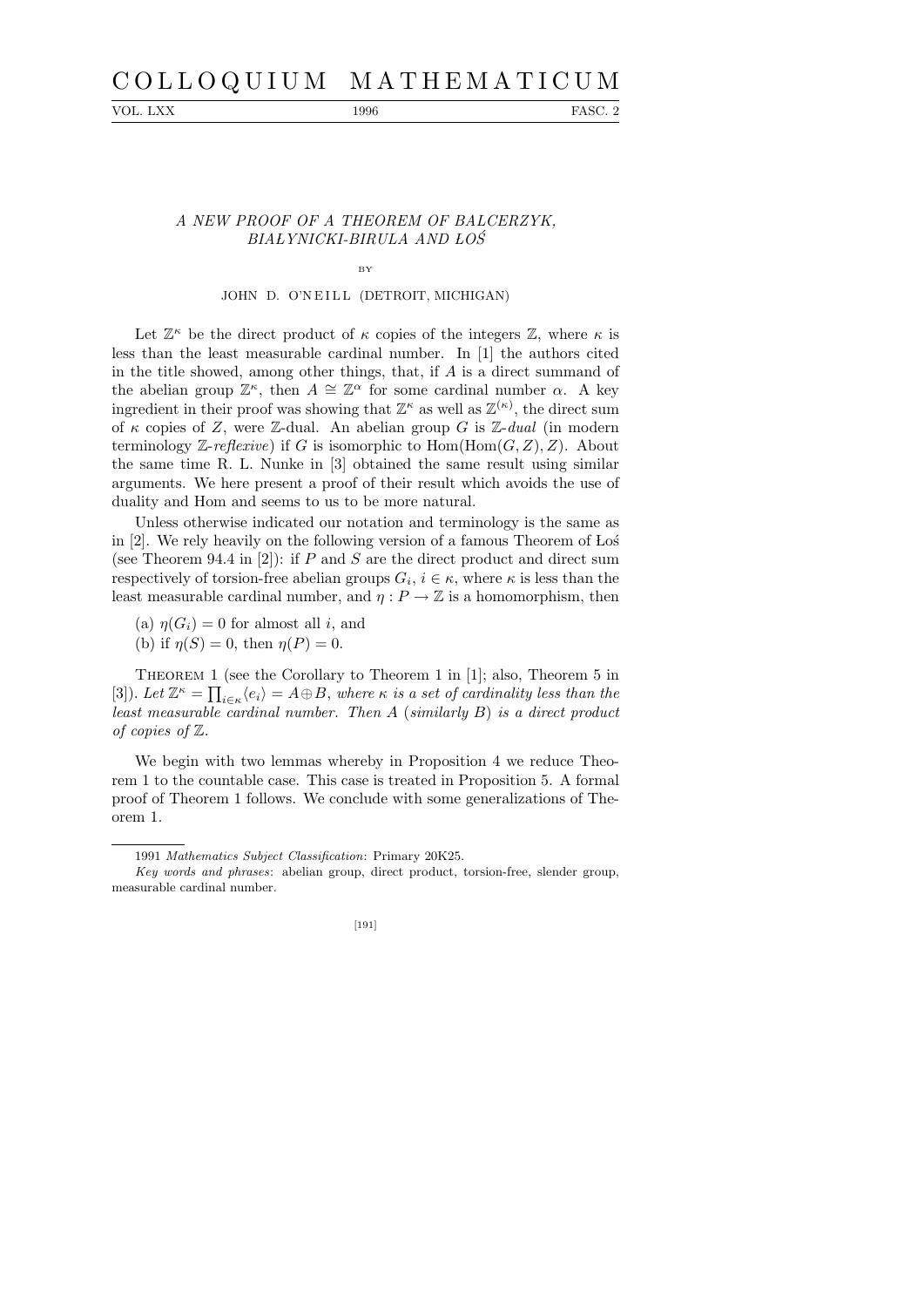# A NEW PROOF OF A THEOREM OF BALCERZYK, BIALYNICKI-BIRULA AND ŁOŚ

BY

JOHN D. O'NEILL (DETROIT, MICHIGAN)

Let $\mathbb{Z}^\kappa$ be the direct product of $\kappa$ copies of the integers $\mathbb{Z}$, where $\kappa$ is less than the least measurable cardinal number. In [1] the authors cited in the title showed, among other things, that, if $A$ is a direct summand of the abelian group $\mathbb{Z}^\kappa$, then $A \cong \mathbb{Z}^\alpha$ for some cardinal number $\alpha$. A key ingredient in their proof was showing that $\mathbb{Z}^\kappa$ as well as $\mathbb{Z}^{(\kappa)}$, the direct sum of $\kappa$ copies of $Z$, were $\mathbb{Z}$-dual. An abelian group $G$ is *$\mathbb{Z}$-dual* (in modern terminology *$\mathbb{Z}$-reflexive*) if $G$ is isomorphic to $\operatorname{Hom}(\operatorname{Hom}(G, Z), Z)$. About the same time R. L. Nunke in [3] obtained the same result using similar arguments. We here present a proof of their result which avoids the use of duality and Hom and seems to us to be more natural.

Unless otherwise indicated our notation and terminology is the same as in [2]. We rely heavily on the following version of a famous Theorem of Łoś (see Theorem 94.4 in [2]): if $P$ and $S$ are the direct product and direct sum respectively of torsion-free abelian groups $G_i$, $i \in \kappa$, where $\kappa$ is less than the least measurable cardinal number, and $\eta : P \to \mathbb{Z}$ is a homomorphism, then

(a) $\eta(G_i) = 0$ for almost all $i$, and

(b) if $\eta(S) = 0$, then $\eta(P) = 0$.

THEOREM 1 (see the Corollary to Theorem 1 in [1]; also, Theorem 5 in [3]). *Let $\mathbb{Z}^\kappa = \prod_{i\in\kappa}\langle e_i\rangle = A \oplus B$, where $\kappa$ is a set of cardinality less than the least measurable cardinal number. Then $A$ (similarly $B$) is a direct product of copies of $\mathbb{Z}$.*

We begin with two lemmas whereby in Proposition 4 we reduce Theorem 1 to the countable case. This case is treated in Proposition 5. A formal proof of Theorem 1 follows. We conclude with some generalizations of Theorem 1.

---

1991 *Mathematics Subject Classification*: Primary 20K25.

*Key words and phrases*: abelian group, direct product, torsion-free, slender group, measurable cardinal number.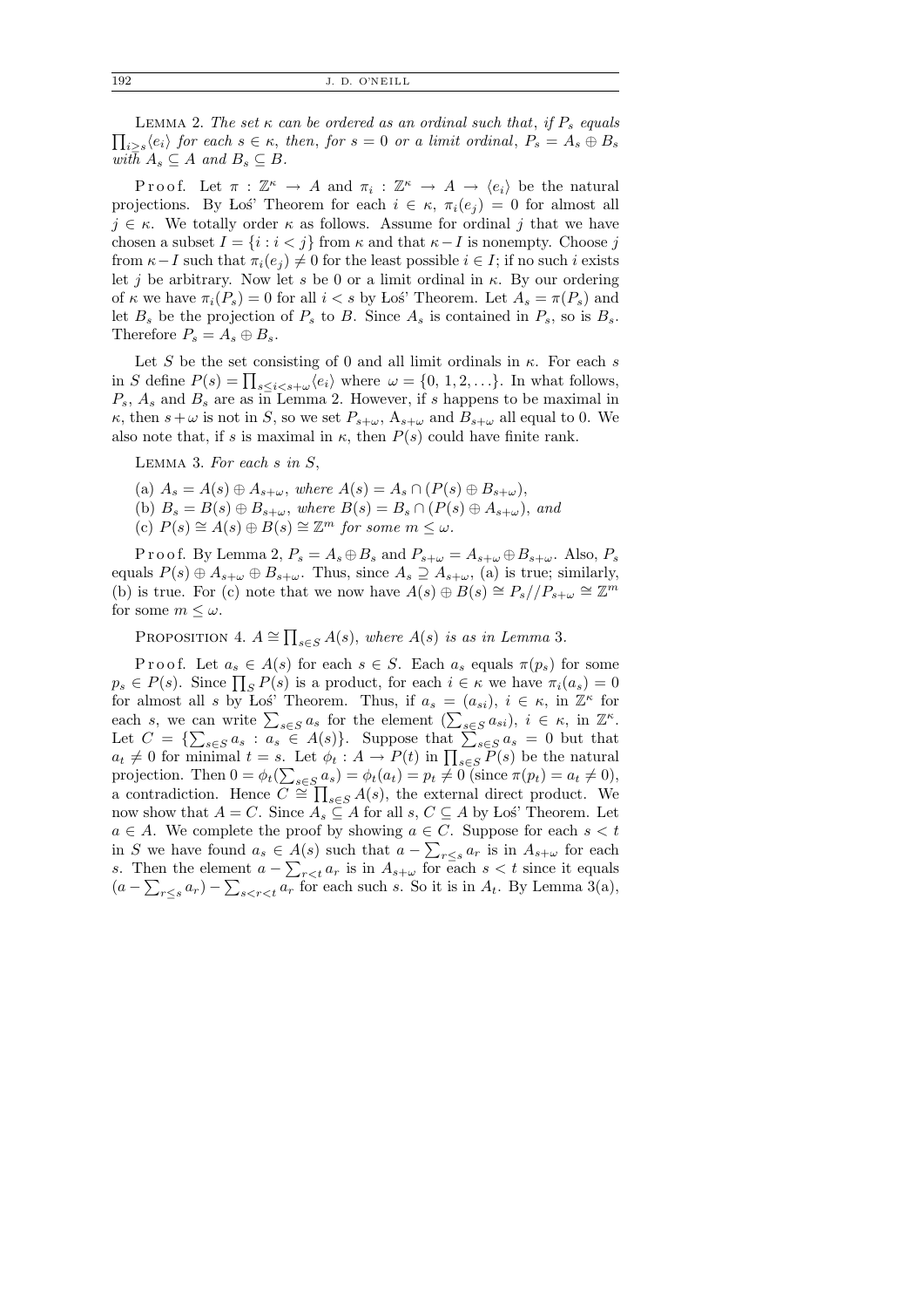LEMMA 2. *The set $\kappa$ can be ordered as an ordinal such that, if $P_s$ equals $\prod_{i \geq s}\langle e_i \rangle$ for each $s \in \kappa$, then, for $s = 0$ or a limit ordinal, $P_s = A_s \oplus B_s$ with $A_s \subseteq A$ and $B_s \subseteq B$.*

Proof. Let $\pi : \mathbb{Z}^\kappa \to A$ and $\pi_i : \mathbb{Z}^\kappa \to A \to \langle e_i \rangle$ be the natural projections. By Łoś' Theorem for each $i \in \kappa$, $\pi_i(e_j) = 0$ for almost all $j \in \kappa$. We totally order $\kappa$ as follows. Assume for ordinal $j$ that we have chosen a subset $I = \{i : i < j\}$ from $\kappa$ and that $\kappa - I$ is nonempty. Choose $j$ from $\kappa - I$ such that $\pi_i(e_j) \neq 0$ for the least possible $i \in I$; if no such $i$ exists let $j$ be arbitrary. Now let $s$ be 0 or a limit ordinal in $\kappa$. By our ordering of $\kappa$ we have $\pi_i(P_s) = 0$ for all $i < s$ by Łoś' Theorem. Let $A_s = \pi(P_s)$ and let $B_s$ be the projection of $P_s$ to $B$. Since $A_s$ is contained in $P_s$, so is $B_s$. Therefore $P_s = A_s \oplus B_s$.

Let $S$ be the set consisting of 0 and all limit ordinals in $\kappa$. For each $s$ in $S$ define $P(s) = \prod_{s \leq i < s+\omega}\langle e_i \rangle$ where $\omega = \{0, 1, 2, \ldots\}$. In what follows, $P_s$, $A_s$ and $B_s$ are as in Lemma 2. However, if $s$ happens to be maximal in $\kappa$, then $s + \omega$ is not in $S$, so we set $P_{s+\omega}$, $A_{s+\omega}$ and $B_{s+\omega}$ all equal to 0. We also note that, if $s$ is maximal in $\kappa$, then $P(s)$ could have finite rank.

LEMMA 3. *For each $s$ in $S$,*

(a) $A_s = A(s) \oplus A_{s+\omega}$, *where* $A(s) = A_s \cap (P(s) \oplus B_{s+\omega})$,
(b) $B_s = B(s) \oplus B_{s+\omega}$, *where* $B(s) = B_s \cap (P(s) \oplus A_{s+\omega})$, *and*
(c) $P(s) \cong A(s) \oplus B(s) \cong \mathbb{Z}^m$ *for some* $m \leq \omega$.

Proof. By Lemma 2, $P_s = A_s \oplus B_s$ and $P_{s+\omega} = A_{s+\omega} \oplus B_{s+\omega}$. Also, $P_s$ equals $P(s) \oplus A_{s+\omega} \oplus B_{s+\omega}$. Thus, since $A_s \supseteq A_{s+\omega}$, (a) is true; similarly, (b) is true. For (c) note that we now have $A(s) \oplus B(s) \cong P_s//P_{s+\omega} \cong \mathbb{Z}^m$ for some $m \leq \omega$.

PROPOSITION 4. $A \cong \prod_{s \in S} A(s)$, *where $A(s)$ is as in Lemma* 3.

Proof. Let $a_s \in A(s)$ for each $s \in S$. Each $a_s$ equals $\pi(p_s)$ for some $p_s \in P(s)$. Since $\prod_S P(s)$ is a product, for each $i \in \kappa$ we have $\pi_i(a_s) = 0$ for almost all $s$ by Łoś' Theorem. Thus, if $a_s = (a_{si})$, $i \in \kappa$, in $\mathbb{Z}^\kappa$ for each $s$, we can write $\sum_{s \in S} a_s$ for the element $(\sum_{s \in S} a_{si})$, $i \in \kappa$, in $\mathbb{Z}^\kappa$. Let $C = \{\sum_{s \in S} a_s : a_s \in A(s)\}$. Suppose that $\sum_{s \in S} a_s = 0$ but that $a_t \neq 0$ for minimal $t = s$. Let $\phi_t : A \to P(t)$ in $\prod_{s \in S} P(s)$ be the natural projection. Then $0 = \phi_t(\sum_{s \in S} a_s) = \phi_t(a_t) = p_t \neq 0$ (since $\pi(p_t) = a_t \neq 0$), a contradiction. Hence $C \cong \prod_{s \in S} A(s)$, the external direct product. We now show that $A = C$. Since $A_s \subseteq A$ for all $s$, $C \subseteq A$ by Łoś' Theorem. Let $a \in A$. We complete the proof by showing $a \in C$. Suppose for each $s < t$ in $S$ we have found $a_s \in A(s)$ such that $a - \sum_{r \leq s} a_r$ is in $A_{s+\omega}$ for each $s$. Then the element $a - \sum_{r<t} a_r$ is in $A_{s+\omega}$ for each $s < t$ since it equals $(a - \sum_{r \leq s} a_r) - \sum_{s<r<t} a_r$ for each such $s$. So it is in $A_t$. By Lemma 3(a),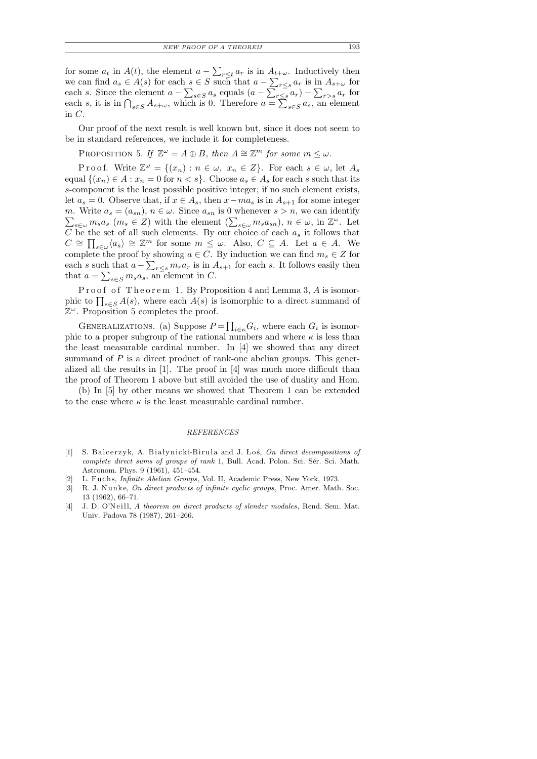for some $a_t$ in $A(t)$, the element $a - \sum_{r \leq t} a_r$ is in $A_{t+\omega}$. Inductively then we can find $a_s \in A(s)$ for each $s \in S$ such that $a - \sum_{r \leq s} a_r$ is in $A_{s+\omega}$ for each $s$. Since the element $a - \sum_{s \in S} a_s$ equals $(a - \sum_{r \leq s} a_r) - \sum_{r > s} a_r$ for each $s$, it is in $\bigcap_{s \in S} A_{s+\omega}$, which is 0. Therefore $a = \sum_{s \in S} a_s$, an element in $C$.

Our proof of the next result is well known but, since it does not seem to be in standard references, we include it for completeness.

PROPOSITION 5. *If $\mathbb{Z}^\omega = A \oplus B$, then $A \cong \mathbb{Z}^m$ for some $m \leq \omega$.*

Proof. Write $\mathbb{Z}^\omega = \{(x_n) : n \in \omega,\ x_n \in Z\}$. For each $s \in \omega$, let $A_s$ equal $\{(x_n) \in A : x_n = 0 \text{ for } n < s\}$. Choose $a_s \in A_s$ for each $s$ such that its $s$-component is the least possible positive integer; if no such element exists, let $a_s = 0$. Observe that, if $x \in A_s$, then $x - ma_s$ is in $A_{s+1}$ for some integer $m$. Write $a_s = (a_{sn})$, $n \in \omega$. Since $a_{sn}$ is 0 whenever $s > n$, we can identify $\sum_{s \in \omega} m_s a_s$ $(m_s \in Z)$ with the element $(\sum_{s \in \omega} m_s a_{sn})$, $n \in \omega$, in $\mathbb{Z}^\omega$. Let $C$ be the set of all such elements. By our choice of each $a_s$ it follows that $C \cong \prod_{s \in \omega} \langle a_s \rangle \cong \mathbb{Z}^m$ for some $m \leq \omega$. Also, $C \subseteq A$. Let $a \in A$. We complete the proof by showing $a \in C$. By induction we can find $m_s \in Z$ for each $s$ such that $a - \sum_{r \leq s} m_r a_r$ is in $A_{s+1}$ for each $s$. It follows easily then that $a = \sum_{s \in S} m_s a_s$, an element in $C$.

Proof of Theorem 1. By Proposition 4 and Lemma 3, $A$ is isomorphic to $\prod_{s \in S} A(s)$, where each $A(s)$ is isomorphic to a direct summand of $\mathbb{Z}^\omega$. Proposition 5 completes the proof.

GENERALIZATIONS. (a) Suppose $P = \prod_{i \in \kappa} G_i$, where each $G_i$ is isomorphic to a proper subgroup of the rational numbers and where $\kappa$ is less than the least measurable cardinal number. In [4] we showed that any direct summand of $P$ is a direct product of rank-one abelian groups. This generalized all the results in [1]. The proof in [4] was much more difficult than the proof of Theorem 1 above but still avoided the use of duality and Hom.

(b) In [5] by other means we showed that Theorem 1 can be extended to the case where $\kappa$ is the least measurable cardinal number.

## REFERENCES

[1] S. Balcerzyk, A. Białynicki-Birula and J. Łoś, *On direct decompositions of complete direct sums of groups of rank* 1, Bull. Acad. Polon. Sci. Sér. Sci. Math. Astronom. Phys. 9 (1961), 451–454.

[2] L. Fuchs, *Infinite Abelian Groups*, Vol. II, Academic Press, New York, 1973.

[3] R. J. Nunke, *On direct products of infinite cyclic groups*, Proc. Amer. Math. Soc. 13 (1962), 66–71.

[4] J. D. O'Neill, *A theorem on direct products of slender modules*, Rend. Sem. Mat. Univ. Padova 78 (1987), 261–266.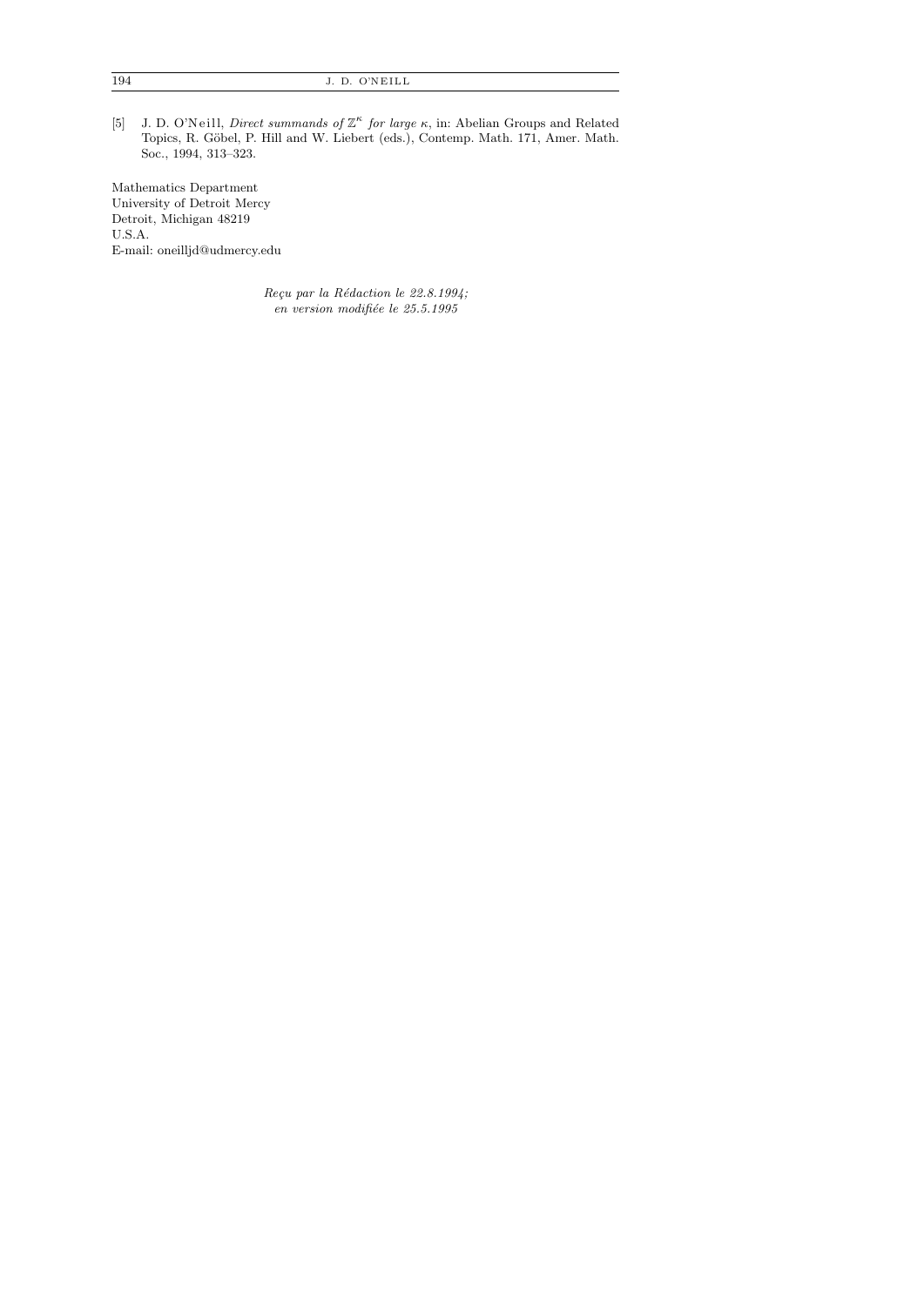[5] J. D. O'Neill, *Direct summands of $\mathbb{Z}^\kappa$ for large $\kappa$*, in: Abelian Groups and Related Topics, R. Göbel, P. Hill and W. Liebert (eds.), Contemp. Math. 171, Amer. Math. Soc., 1994, 313–323.

Mathematics Department
University of Detroit Mercy
Detroit, Michigan 48219
U.S.A.
E-mail: oneilljd@udmercy.edu

*Reçu par la Rédaction le 22.8.1994;*
*en version modifiée le 25.5.1995*